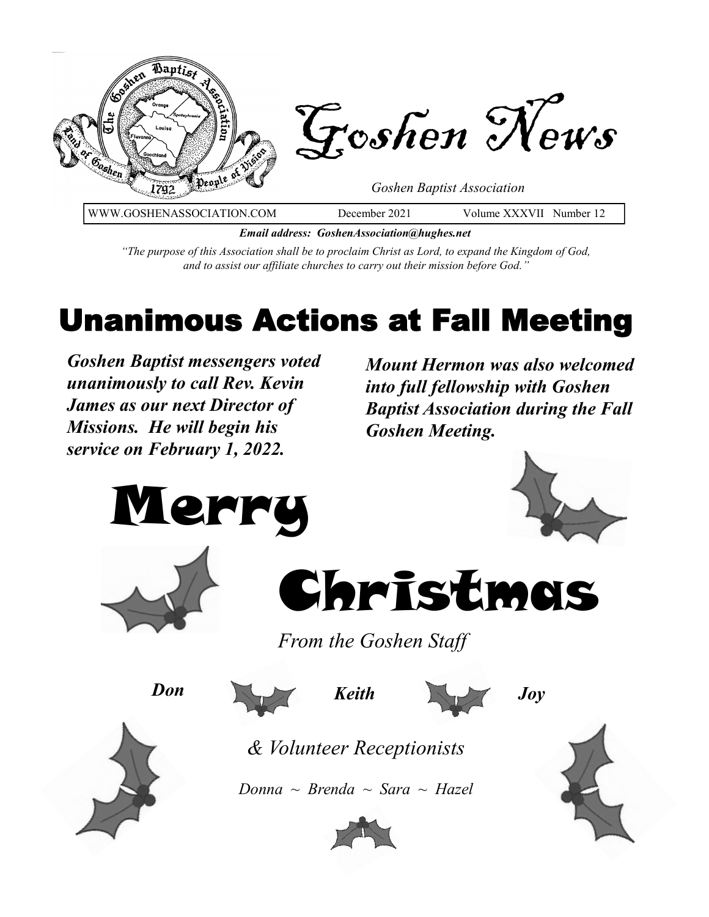# Goshen News

*Goshen Baptist Association*

WWW.GOSHENASSOCIATION.COM  December 2021  Volume XXXVII Number 12

***Email address: GoshenAssociation@hughes.net***

*"The purpose of this Association shall be to proclaim Christ as Lord, to expand the Kingdom of God, and to assist our affiliate churches to carry out their mission before God."*

# Unanimous Actions at Fall Meeting

***Goshen Baptist messengers voted unanimously to call Rev. Kevin James as our next Director of Missions. He will begin his service on February 1, 2022.***

***Mount Hermon was also welcomed into full fellowship with Goshen Baptist Association during the Fall Goshen Meeting.***

# Merry Christmas

*From the Goshen Staff*

***Don***  ***Keith***  ***Joy***

*& Volunteer Receptionists*

*Donna ~ Brenda ~ Sara ~ Hazel*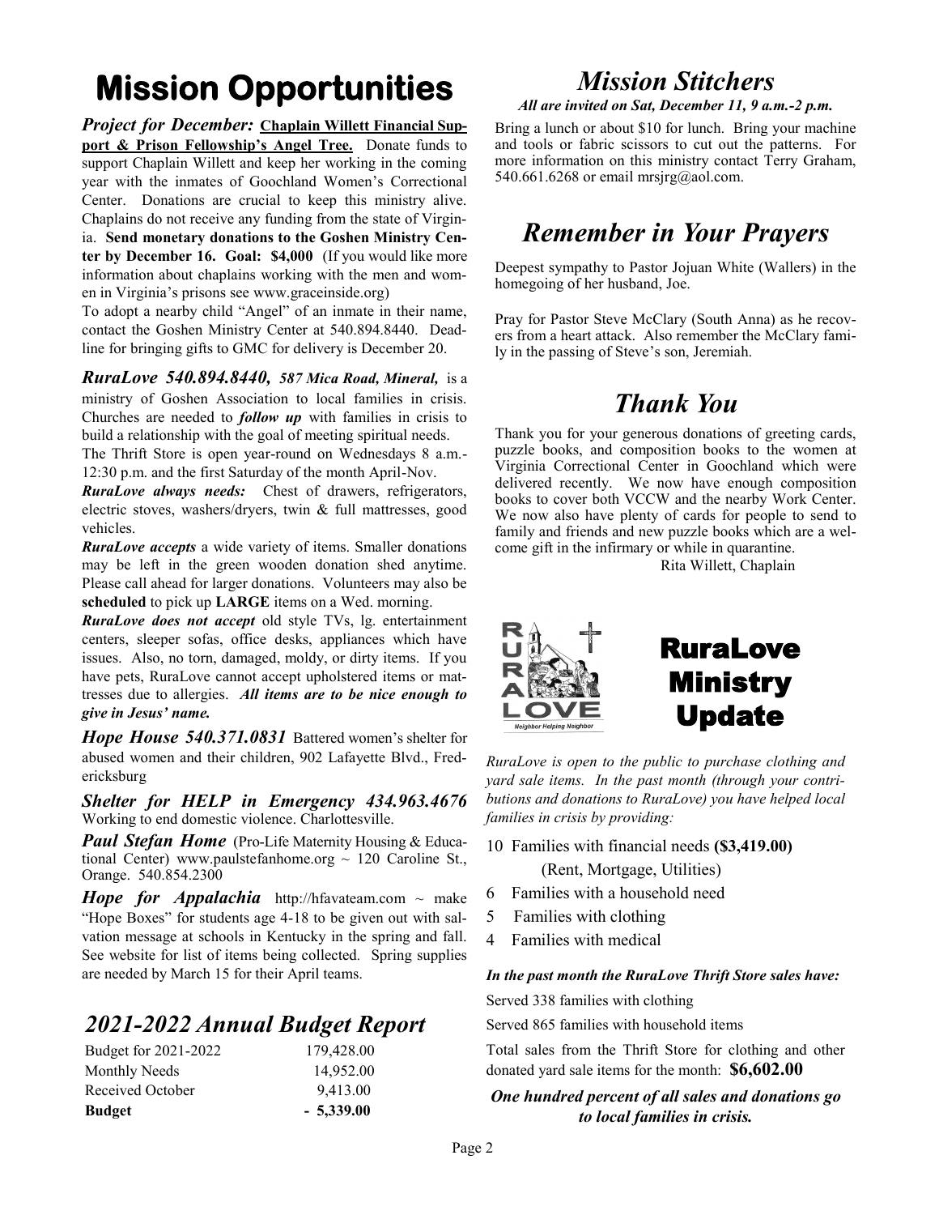# Mission Opportunities

***Project for December:*** **Chaplain Willett Financial Support & Prison Fellowship's Angel Tree.** Donate funds to support Chaplain Willett and keep her working in the coming year with the inmates of Goochland Women's Correctional Center. Donations are crucial to keep this ministry alive. Chaplains do not receive any funding from the state of Virginia. **Send monetary donations to the Goshen Ministry Center by December 16. Goal: $4,000** (If you would like more information about chaplains working with the men and women in Virginia's prisons see www.graceinside.org)

To adopt a nearby child "Angel" of an inmate in their name, contact the Goshen Ministry Center at 540.894.8440. Deadline for bringing gifts to GMC for delivery is December 20.

***RuraLove 540.894.8440, 587 Mica Road, Mineral,*** is a ministry of Goshen Association to local families in crisis. Churches are needed to ***follow up*** with families in crisis to build a relationship with the goal of meeting spiritual needs.

The Thrift Store is open year-round on Wednesdays 8 a.m.-12:30 p.m. and the first Saturday of the month April-Nov.

***RuraLove always needs:*** Chest of drawers, refrigerators, electric stoves, washers/dryers, twin & full mattresses, good vehicles.

***RuraLove accepts*** a wide variety of items. Smaller donations may be left in the green wooden donation shed anytime. Please call ahead for larger donations. Volunteers may also be **scheduled** to pick up **LARGE** items on a Wed. morning.

***RuraLove does not accept*** old style TVs, lg. entertainment centers, sleeper sofas, office desks, appliances which have issues. Also, no torn, damaged, moldy, or dirty items. If you have pets, RuraLove cannot accept upholstered items or mattresses due to allergies. ***All items are to be nice enough to give in Jesus' name.***

***Hope House 540.371.0831*** Battered women's shelter for abused women and their children, 902 Lafayette Blvd., Fredericksburg

***Shelter for HELP in Emergency 434.963.4676*** Working to end domestic violence. Charlottesville.

***Paul Stefan Home*** (Pro-Life Maternity Housing & Educational Center) www.paulstefanhome.org ~ 120 Caroline St., Orange. 540.854.2300

***Hope for Appalachia*** http://hfavateam.com ~ make "Hope Boxes" for students age 4-18 to be given out with salvation message at schools in Kentucky in the spring and fall. See website for list of items being collected. Spring supplies are needed by March 15 for their April teams.

## *2021-2022 Annual Budget Report*

| | |
|---|---|
| Budget for 2021-2022 | 179,428.00 |
| Monthly Needs | 14,952.00 |
| Received October | 9,413.00 |
| **Budget** | **- 5,339.00** |

## *Mission Stitchers*

***All are invited on Sat, December 11, 9 a.m.-2 p.m.***

Bring a lunch or about $10 for lunch. Bring your machine and tools or fabric scissors to cut out the patterns. For more information on this ministry contact Terry Graham, 540.661.6268 or email mrsjrg@aol.com.

## *Remember in Your Prayers*

Deepest sympathy to Pastor Jojuan White (Wallers) in the homegoing of her husband, Joe.

Pray for Pastor Steve McClary (South Anna) as he recovers from a heart attack. Also remember the McClary family in the passing of Steve's son, Jeremiah.

## *Thank You*

Thank you for your generous donations of greeting cards, puzzle books, and composition books to the women at Virginia Correctional Center in Goochland which were delivered recently. We now have enough composition books to cover both VCCW and the nearby Work Center. We now also have plenty of cards for people to send to family and friends and new puzzle books which are a welcome gift in the infirmary or while in quarantine.

Rita Willett, Chaplain

## RuraLove Ministry Update

*RuraLove is open to the public to purchase clothing and yard sale items. In the past month (through your contributions and donations to RuraLove) you have helped local families in crisis by providing:*

- 10 Families with financial needs **($3,419.00)** (Rent, Mortgage, Utilities)
- 6 Families with a household need
- 5 Families with clothing
- 4 Families with medical

***In the past month the RuraLove Thrift Store sales have:***

Served 338 families with clothing

Served 865 families with household items

Total sales from the Thrift Store for clothing and other donated yard sale items for the month: **$6,602.00**

***One hundred percent of all sales and donations go to local families in crisis.***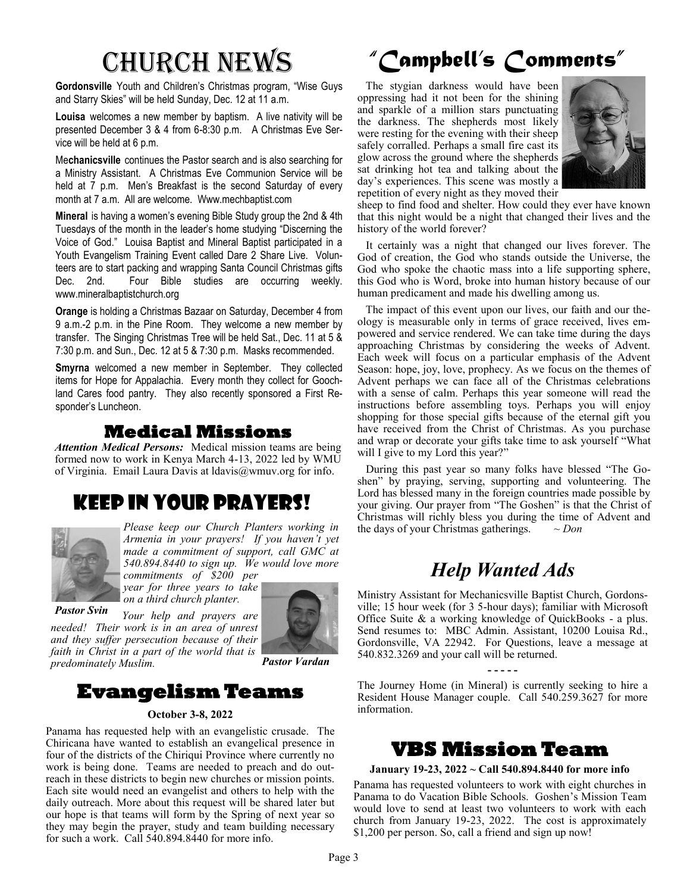# CHURCH NEWS

**Gordonsville** Youth and Children's Christmas program, "Wise Guys and Starry Skies" will be held Sunday, Dec. 12 at 11 a.m.

**Louisa** welcomes a new member by baptism. A live nativity will be presented December 3 & 4 from 6-8:30 p.m. A Christmas Eve Service will be held at 6 p.m.

**Mechanicsville** continues the Pastor search and is also searching for a Ministry Assistant. A Christmas Eve Communion Service will be held at 7 p.m. Men's Breakfast is the second Saturday of every month at 7 a.m. All are welcome. Www.mechbaptist.com

**Mineral** is having a women's evening Bible Study group the 2nd & 4th Tuesdays of the month in the leader's home studying "Discerning the Voice of God." Louisa Baptist and Mineral Baptist participated in a Youth Evangelism Training Event called Dare 2 Share Live. Volunteers are to start packing and wrapping Santa Council Christmas gifts Dec. 2nd. Four Bible studies are occurring weekly. www.mineralbaptistchurch.org

**Orange** is holding a Christmas Bazaar on Saturday, December 4 from 9 a.m.-2 p.m. in the Pine Room. They welcome a new member by transfer. The Singing Christmas Tree will be held Sat., Dec. 11 at 5 & 7:30 p.m. and Sun., Dec. 12 at 5 & 7:30 p.m. Masks recommended.

**Smyrna** welcomed a new member in September. They collected items for Hope for Appalachia. Every month they collect for Goochland Cares food pantry. They also recently sponsored a First Responder's Luncheon.

## Medical Missions

***Attention Medical Persons:*** Medical mission teams are being formed now to work in Kenya March 4-13, 2022 led by WMU of Virginia. Email Laura Davis at ldavis@wmuv.org for info.

## KEEP IN YOUR PRAYERS!

*Please keep our Church Planters working in Armenia in your prayers! If you haven't yet made a commitment of support, call GMC at 540.894.8440 to sign up. We would love more commitments of $200 per year for three years to take on a third church planter.*

***Pastor Svin***

*Your help and prayers are needed! Their work is in an area of unrest and they suffer persecution because of their faith in Christ in a part of the world that is predominately Muslim.*

***Pastor Vardan***

## Evangelism Teams

**October 3-8, 2022**

Panama has requested help with an evangelistic crusade. The Chiricana have wanted to establish an evangelical presence in four of the districts of the Chiriqui Province where currently no work is being done. Teams are needed to preach and do outreach in these districts to begin new churches or mission points. Each site would need an evangelist and others to help with the daily outreach. More about this request will be shared later but our hope is that teams will form by the Spring of next year so they may begin the prayer, study and team building necessary for such a work. Call 540.894.8440 for more info.

# "Campbell's Comments"

The stygian darkness would have been oppressing had it not been for the shining and sparkle of a million stars punctuating the darkness. The shepherds most likely were resting for the evening with their sheep safely corralled. Perhaps a small fire cast its glow across the ground where the shepherds sat drinking hot tea and talking about the day's experiences. This scene was mostly a repetition of every night as they moved their sheep to find food and shelter. How could they ever have known that this night would be a night that changed their lives and the history of the world forever?

It certainly was a night that changed our lives forever. The God of creation, the God who stands outside the Universe, the God who spoke the chaotic mass into a life supporting sphere, this God who is Word, broke into human history because of our human predicament and made his dwelling among us.

The impact of this event upon our lives, our faith and our theology is measurable only in terms of grace received, lives empowered and service rendered. We can take time during the days approaching Christmas by considering the weeks of Advent. Each week will focus on a particular emphasis of the Advent Season: hope, joy, love, prophecy. As we focus on the themes of Advent perhaps we can face all of the Christmas celebrations with a sense of calm. Perhaps this year someone will read the instructions before assembling toys. Perhaps you will enjoy shopping for those special gifts because of the eternal gift you have received from the Christ of Christmas. As you purchase and wrap or decorate your gifts take time to ask yourself "What will I give to my Lord this year?"

During this past year so many folks have blessed "The Goshen" by praying, serving, supporting and volunteering. The Lord has blessed many in the foreign countries made possible by your giving. Our prayer from "The Goshen" is that the Christ of Christmas will richly bless you during the time of Advent and the days of your Christmas gatherings. *~ Don*

## *Help Wanted Ads*

Ministry Assistant for Mechanicsville Baptist Church, Gordonsville; 15 hour week (for 3 5-hour days); familiar with Microsoft Office Suite & a working knowledge of QuickBooks - a plus. Send resumes to: MBC Admin. Assistant, 10200 Louisa Rd., Gordonsville, VA 22942. For Questions, leave a message at 540.832.3269 and your call will be returned.

- - - - -

The Journey Home (in Mineral) is currently seeking to hire a Resident House Manager couple. Call 540.259.3627 for more information.

## VBS Mission Team

**January 19-23, 2022 ~ Call 540.894.8440 for more info**

Panama has requested volunteers to work with eight churches in Panama to do Vacation Bible Schools. Goshen's Mission Team would love to send at least two volunteers to work with each church from January 19-23, 2022. The cost is approximately $1,200 per person. So, call a friend and sign up now!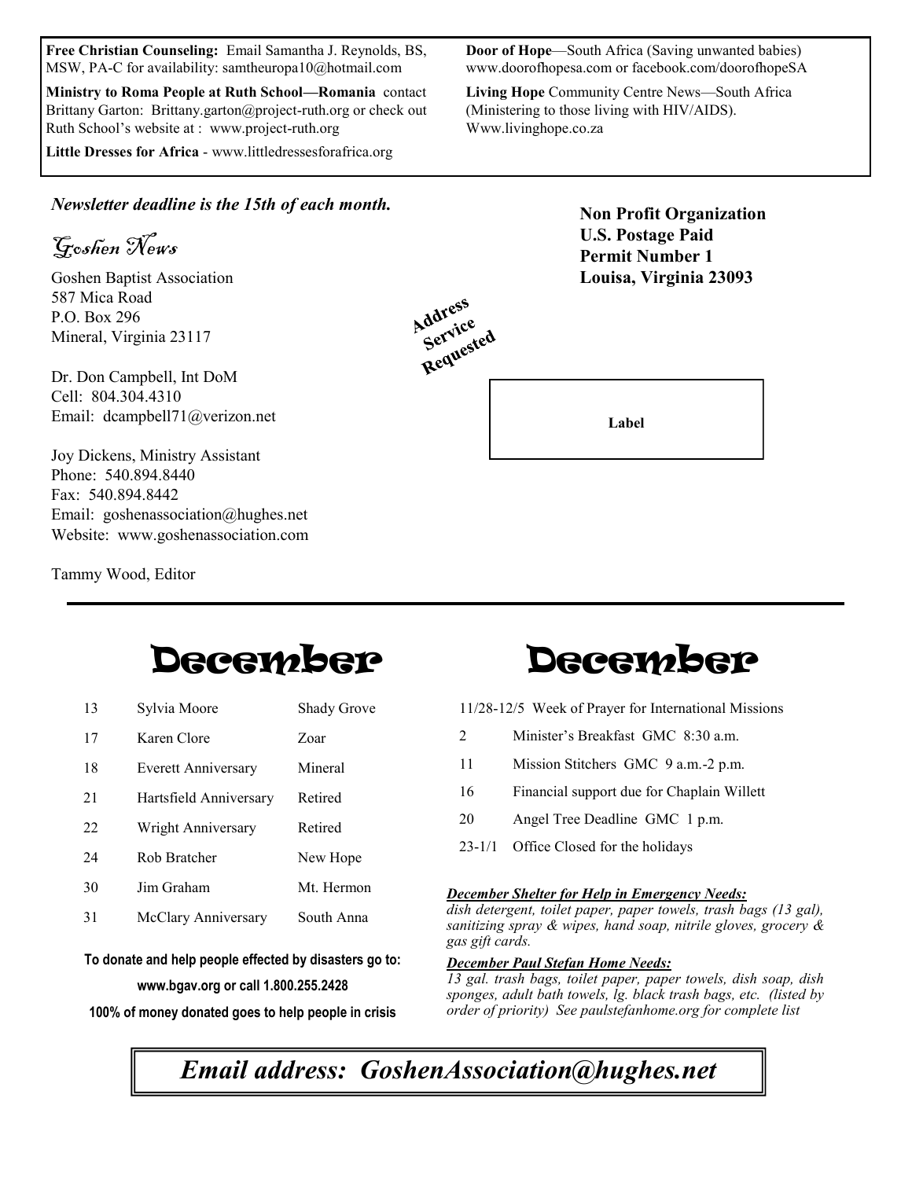**Free Christian Counseling:** Email Samantha J. Reynolds, BS, MSW, PA-C for availability: samtheuropa10@hotmail.com

**Ministry to Roma People at Ruth School—Romania** contact Brittany Garton: Brittany.garton@project-ruth.org or check out Ruth School's website at : www.project-ruth.org

**Little Dresses for Africa** - www.littledressesforafrica.org

**Door of Hope**—South Africa (Saving unwanted babies) www.doorofhopesa.com or facebook.com/doorofhopeSA

**Living Hope** Community Centre News—South Africa (Ministering to those living with HIV/AIDS). Www.livinghope.co.za

***Newsletter deadline is the 15th of each month.***

*Goshen News*

Goshen Baptist Association
587 Mica Road
P.O. Box 296
Mineral, Virginia 23117

Dr. Don Campbell, Int DoM
Cell: 804.304.4310
Email: dcampbell71@verizon.net

Joy Dickens, Ministry Assistant
Phone: 540.894.8440
Fax: 540.894.8442
Email: goshenassociation@hughes.net
Website: www.goshenassociation.com

Tammy Wood, Editor

**Non Profit Organization**
**U.S. Postage Paid**
**Permit Number 1**
**Louisa, Virginia 23093**

**Address Service Requested**

**Label**

# December

| | | |
|---|---|---|
| 13 | Sylvia Moore | Shady Grove |
| 17 | Karen Clore | Zoar |
| 18 | Everett Anniversary | Mineral |
| 21 | Hartsfield Anniversary | Retired |
| 22 | Wright Anniversary | Retired |
| 24 | Rob Bratcher | New Hope |
| 30 | Jim Graham | Mt. Hermon |
| 31 | McClary Anniversary | South Anna |

**To donate and help people effected by disasters go to:**

**www.bgav.org or call 1.800.255.2428**

**100% of money donated goes to help people in crisis**

# December

11/28-12/5 Week of Prayer for International Missions

| | |
|---|---|
| 2 | Minister's Breakfast GMC 8:30 a.m. |
| 11 | Mission Stitchers GMC 9 a.m.-2 p.m. |
| 16 | Financial support due for Chaplain Willett |
| 20 | Angel Tree Deadline GMC 1 p.m. |
| 23-1/1 | Office Closed for the holidays |

***December Shelter for Help in Emergency Needs:***
*dish detergent, toilet paper, paper towels, trash bags (13 gal), sanitizing spray & wipes, hand soap, nitrile gloves, grocery & gas gift cards.*

***December Paul Stefan Home Needs:***
*13 gal. trash bags, toilet paper, paper towels, dish soap, dish sponges, adult bath towels, lg. black trash bags, etc. (listed by order of priority) See paulstefanhome.org for complete list*

***Email address: GoshenAssociation@hughes.net***